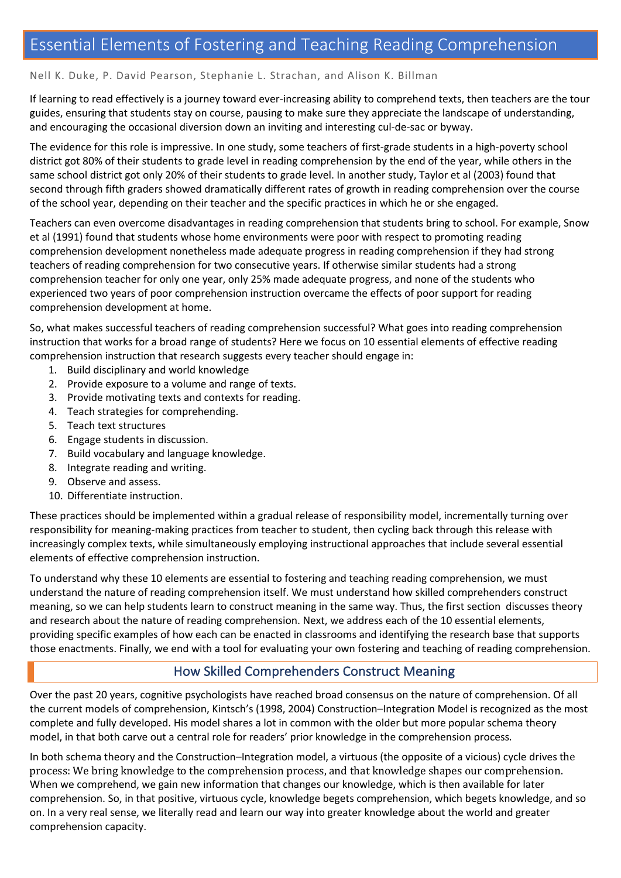# Essential Elements of Fostering and Teaching Reading Comprehension

Nell K. Duke, P. David Pearson, Stephanie L. Strachan, and Alison K. Billman

If learning to read effectively is a journey toward ever-increasing ability to comprehend texts, then teachers are the tour guides, ensuring that students stay on course, pausing to make sure they appreciate the landscape of understanding, and encouraging the occasional diversion down an inviting and interesting cul-de-sac or byway.

The evidence for this role is impressive. In one study, some teachers of first-grade students in a high-poverty school district got 80% of their students to grade level in reading comprehension by the end of the year, while others in the same school district got only 20% of their students to grade level. In another study, Taylor et al (2003) found that second through fifth graders showed dramatically different rates of growth in reading comprehension over the course of the school year, depending on their teacher and the specific practices in which he or she engaged.

Teachers can even overcome disadvantages in reading comprehension that students bring to school. For example, Snow et al (1991) found that students whose home environments were poor with respect to promoting reading comprehension development nonetheless made adequate progress in reading comprehension if they had strong teachers of reading comprehension for two consecutive years. If otherwise similar students had a strong comprehension teacher for only one year, only 25% made adequate progress, and none of the students who experienced two years of poor comprehension instruction overcame the effects of poor support for reading comprehension development at home.

So, what makes successful teachers of reading comprehension successful? What goes into reading comprehension instruction that works for a broad range of students? Here we focus on 10 essential elements of effective reading comprehension instruction that research suggests every teacher should engage in:

1. Build disciplinary and world knowledge
2. Provide exposure to a volume and range of texts.
3. Provide motivating texts and contexts for reading.
4. Teach strategies for comprehending.
5. Teach text structures
6. Engage students in discussion.
7. Build vocabulary and language knowledge.
8. Integrate reading and writing.
9. Observe and assess.
10. Differentiate instruction.

These practices should be implemented within a gradual release of responsibility model, incrementally turning over responsibility for meaning-making practices from teacher to student, then cycling back through this release with increasingly complex texts, while simultaneously employing instructional approaches that include several essential elements of effective comprehension instruction.

To understand why these 10 elements are essential to fostering and teaching reading comprehension, we must understand the nature of reading comprehension itself. We must understand how skilled comprehenders construct meaning, so we can help students learn to construct meaning in the same way. Thus, the first section discusses theory and research about the nature of reading comprehension. Next, we address each of the 10 essential elements, providing specific examples of how each can be enacted in classrooms and identifying the research base that supports those enactments. Finally, we end with a tool for evaluating your own fostering and teaching of reading comprehension.

## How Skilled Comprehenders Construct Meaning

Over the past 20 years, cognitive psychologists have reached broad consensus on the nature of comprehension. Of all the current models of comprehension, Kintsch's (1998, 2004) Construction–Integration Model is recognized as the most complete and fully developed. His model shares a lot in common with the older but more popular schema theory model, in that both carve out a central role for readers' prior knowledge in the comprehension process.

In both schema theory and the Construction–Integration model, a virtuous (the opposite of a vicious) cycle drives the process: We bring knowledge to the comprehension process, and that knowledge shapes our comprehension. When we comprehend, we gain new information that changes our knowledge, which is then available for later comprehension. So, in that positive, virtuous cycle, knowledge begets comprehension, which begets knowledge, and so on. In a very real sense, we literally read and learn our way into greater knowledge about the world and greater comprehension capacity.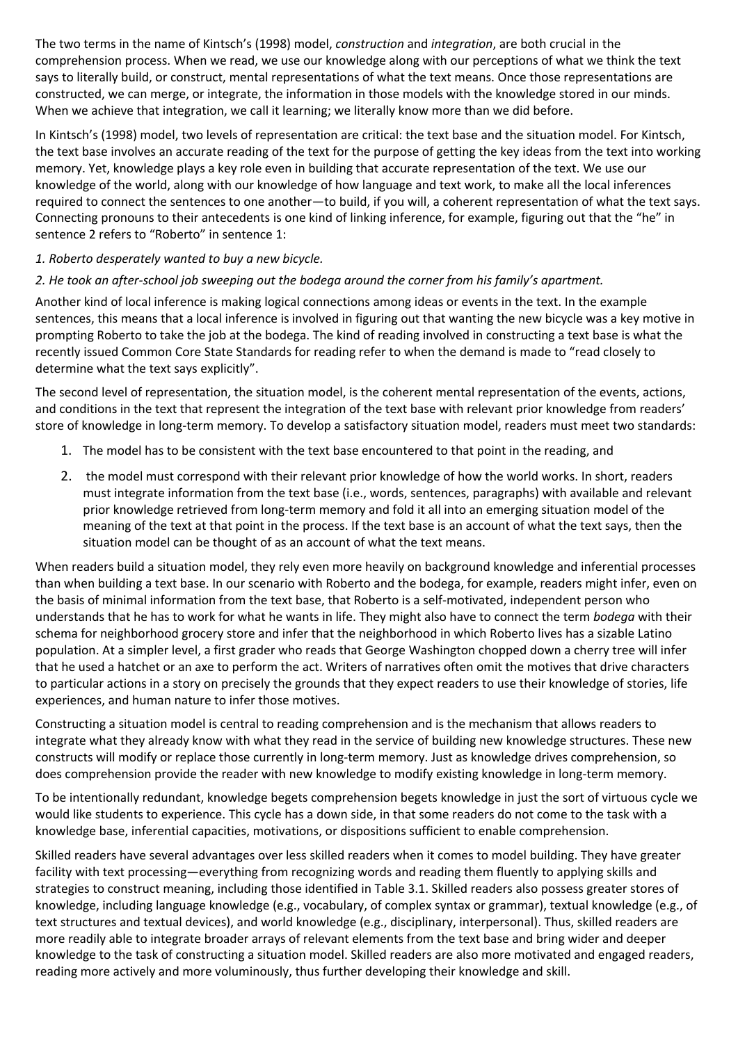The two terms in the name of Kintsch's (1998) model, *construction* and *integration*, are both crucial in the comprehension process. When we read, we use our knowledge along with our perceptions of what we think the text says to literally build, or construct, mental representations of what the text means. Once those representations are constructed, we can merge, or integrate, the information in those models with the knowledge stored in our minds. When we achieve that integration, we call it learning; we literally know more than we did before.

In Kintsch's (1998) model, two levels of representation are critical: the text base and the situation model. For Kintsch, the text base involves an accurate reading of the text for the purpose of getting the key ideas from the text into working memory. Yet, knowledge plays a key role even in building that accurate representation of the text. We use our knowledge of the world, along with our knowledge of how language and text work, to make all the local inferences required to connect the sentences to one another—to build, if you will, a coherent representation of what the text says. Connecting pronouns to their antecedents is one kind of linking inference, for example, figuring out that the "he" in sentence 2 refers to "Roberto" in sentence 1:

*1. Roberto desperately wanted to buy a new bicycle.*

*2. He took an after-school job sweeping out the bodega around the corner from his family's apartment.*

Another kind of local inference is making logical connections among ideas or events in the text. In the example sentences, this means that a local inference is involved in figuring out that wanting the new bicycle was a key motive in prompting Roberto to take the job at the bodega. The kind of reading involved in constructing a text base is what the recently issued Common Core State Standards for reading refer to when the demand is made to "read closely to determine what the text says explicitly".

The second level of representation, the situation model, is the coherent mental representation of the events, actions, and conditions in the text that represent the integration of the text base with relevant prior knowledge from readers' store of knowledge in long-term memory. To develop a satisfactory situation model, readers must meet two standards:

1. The model has to be consistent with the text base encountered to that point in the reading, and
2. the model must correspond with their relevant prior knowledge of how the world works. In short, readers must integrate information from the text base (i.e., words, sentences, paragraphs) with available and relevant prior knowledge retrieved from long-term memory and fold it all into an emerging situation model of the meaning of the text at that point in the process. If the text base is an account of what the text says, then the situation model can be thought of as an account of what the text means.

When readers build a situation model, they rely even more heavily on background knowledge and inferential processes than when building a text base. In our scenario with Roberto and the bodega, for example, readers might infer, even on the basis of minimal information from the text base, that Roberto is a self-motivated, independent person who understands that he has to work for what he wants in life. They might also have to connect the term *bodega* with their schema for neighborhood grocery store and infer that the neighborhood in which Roberto lives has a sizable Latino population. At a simpler level, a first grader who reads that George Washington chopped down a cherry tree will infer that he used a hatchet or an axe to perform the act. Writers of narratives often omit the motives that drive characters to particular actions in a story on precisely the grounds that they expect readers to use their knowledge of stories, life experiences, and human nature to infer those motives.

Constructing a situation model is central to reading comprehension and is the mechanism that allows readers to integrate what they already know with what they read in the service of building new knowledge structures. These new constructs will modify or replace those currently in long-term memory. Just as knowledge drives comprehension, so does comprehension provide the reader with new knowledge to modify existing knowledge in long-term memory.

To be intentionally redundant, knowledge begets comprehension begets knowledge in just the sort of virtuous cycle we would like students to experience. This cycle has a down side, in that some readers do not come to the task with a knowledge base, inferential capacities, motivations, or dispositions sufficient to enable comprehension.

Skilled readers have several advantages over less skilled readers when it comes to model building. They have greater facility with text processing—everything from recognizing words and reading them fluently to applying skills and strategies to construct meaning, including those identified in Table 3.1. Skilled readers also possess greater stores of knowledge, including language knowledge (e.g., vocabulary, of complex syntax or grammar), textual knowledge (e.g., of text structures and textual devices), and world knowledge (e.g., disciplinary, interpersonal). Thus, skilled readers are more readily able to integrate broader arrays of relevant elements from the text base and bring wider and deeper knowledge to the task of constructing a situation model. Skilled readers are also more motivated and engaged readers, reading more actively and more voluminously, thus further developing their knowledge and skill.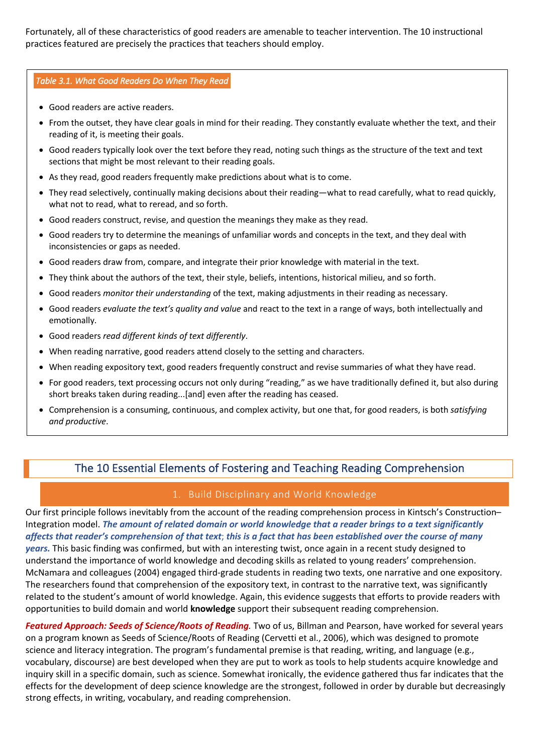Fortunately, all of these characteristics of good readers are amenable to teacher intervention. The 10 instructional practices featured are precisely the practices that teachers should employ.

*Table 3.1. What Good Readers Do When They Read*

- Good readers are active readers.
- From the outset, they have clear goals in mind for their reading. They constantly evaluate whether the text, and their reading of it, is meeting their goals.
- Good readers typically look over the text before they read, noting such things as the structure of the text and text sections that might be most relevant to their reading goals.
- As they read, good readers frequently make predictions about what is to come.
- They read selectively, continually making decisions about their reading—what to read carefully, what to read quickly, what not to read, what to reread, and so forth.
- Good readers construct, revise, and question the meanings they make as they read.
- Good readers try to determine the meanings of unfamiliar words and concepts in the text, and they deal with inconsistencies or gaps as needed.
- Good readers draw from, compare, and integrate their prior knowledge with material in the text.
- They think about the authors of the text, their style, beliefs, intentions, historical milieu, and so forth.
- Good readers *monitor their understanding* of the text, making adjustments in their reading as necessary.
- Good readers *evaluate the text's quality and value* and react to the text in a range of ways, both intellectually and emotionally.
- Good readers *read different kinds of text differently*.
- When reading narrative, good readers attend closely to the setting and characters.
- When reading expository text, good readers frequently construct and revise summaries of what they have read.
- For good readers, text processing occurs not only during "reading," as we have traditionally defined it, but also during short breaks taken during reading...[and] even after the reading has ceased.
- Comprehension is a consuming, continuous, and complex activity, but one that, for good readers, is both *satisfying and productive*.

## The 10 Essential Elements of Fostering and Teaching Reading Comprehension

### 1. Build Disciplinary and World Knowledge

Our first principle follows inevitably from the account of the reading comprehension process in Kintsch's Construction–Integration model. ***The amount of related domain or world knowledge that a reader brings to a text significantly affects that reader's comprehension of that text*; *this is a fact that has been established over the course of many years.*** This basic finding was confirmed, but with an interesting twist, once again in a recent study designed to understand the importance of world knowledge and decoding skills as related to young readers' comprehension. McNamara and colleagues (2004) engaged third-grade students in reading two texts, one narrative and one expository. The researchers found that comprehension of the expository text, in contrast to the narrative text, was significantly related to the student's amount of world knowledge. Again, this evidence suggests that efforts to provide readers with opportunities to build domain and world **knowledge** support their subsequent reading comprehension.

***Featured Approach: Seeds of Science/Roots of Reading.*** Two of us, Billman and Pearson, have worked for several years on a program known as Seeds of Science/Roots of Reading (Cervetti et al., 2006), which was designed to promote science and literacy integration. The program's fundamental premise is that reading, writing, and language (e.g., vocabulary, discourse) are best developed when they are put to work as tools to help students acquire knowledge and inquiry skill in a specific domain, such as science. Somewhat ironically, the evidence gathered thus far indicates that the effects for the development of deep science knowledge are the strongest, followed in order by durable but decreasingly strong effects, in writing, vocabulary, and reading comprehension.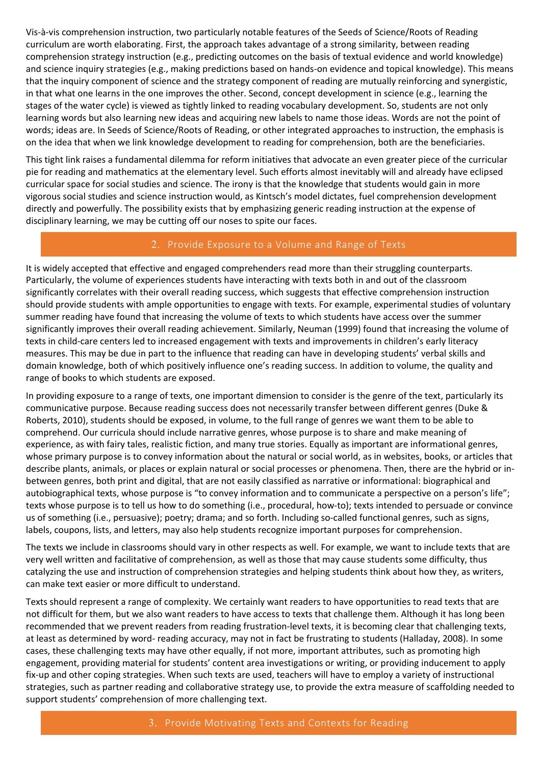Vis-à-vis comprehension instruction, two particularly notable features of the Seeds of Science/Roots of Reading curriculum are worth elaborating. First, the approach takes advantage of a strong similarity, between reading comprehension strategy instruction (e.g., predicting outcomes on the basis of textual evidence and world knowledge) and science inquiry strategies (e.g., making predictions based on hands-on evidence and topical knowledge). This means that the inquiry component of science and the strategy component of reading are mutually reinforcing and synergistic, in that what one learns in the one improves the other. Second, concept development in science (e.g., learning the stages of the water cycle) is viewed as tightly linked to reading vocabulary development. So, students are not only learning words but also learning new ideas and acquiring new labels to name those ideas. Words are not the point of words; ideas are. In Seeds of Science/Roots of Reading, or other integrated approaches to instruction, the emphasis is on the idea that when we link knowledge development to reading for comprehension, both are the beneficiaries.

This tight link raises a fundamental dilemma for reform initiatives that advocate an even greater piece of the curricular pie for reading and mathematics at the elementary level. Such efforts almost inevitably will and already have eclipsed curricular space for social studies and science. The irony is that the knowledge that students would gain in more vigorous social studies and science instruction would, as Kintsch's model dictates, fuel comprehension development directly and powerfully. The possibility exists that by emphasizing generic reading instruction at the expense of disciplinary learning, we may be cutting off our noses to spite our faces.

## 2. Provide Exposure to a Volume and Range of Texts

It is widely accepted that effective and engaged comprehenders read more than their struggling counterparts. Particularly, the volume of experiences students have interacting with texts both in and out of the classroom significantly correlates with their overall reading success, which suggests that effective comprehension instruction should provide students with ample opportunities to engage with texts. For example, experimental studies of voluntary summer reading have found that increasing the volume of texts to which students have access over the summer significantly improves their overall reading achievement. Similarly, Neuman (1999) found that increasing the volume of texts in child-care centers led to increased engagement with texts and improvements in children's early literacy measures. This may be due in part to the influence that reading can have in developing students' verbal skills and domain knowledge, both of which positively influence one's reading success. In addition to volume, the quality and range of books to which students are exposed.

In providing exposure to a range of texts, one important dimension to consider is the genre of the text, particularly its communicative purpose. Because reading success does not necessarily transfer between different genres (Duke & Roberts, 2010), students should be exposed, in volume, to the full range of genres we want them to be able to comprehend. Our curricula should include narrative genres, whose purpose is to share and make meaning of experience, as with fairy tales, realistic fiction, and many true stories. Equally as important are informational genres, whose primary purpose is to convey information about the natural or social world, as in websites, books, or articles that describe plants, animals, or places or explain natural or social processes or phenomena. Then, there are the hybrid or in-between genres, both print and digital, that are not easily classified as narrative or informational: biographical and autobiographical texts, whose purpose is "to convey information and to communicate a perspective on a person's life"; texts whose purpose is to tell us how to do something (i.e., procedural, how-to); texts intended to persuade or convince us of something (i.e., persuasive); poetry; drama; and so forth. Including so-called functional genres, such as signs, labels, coupons, lists, and letters, may also help students recognize important purposes for comprehension.

The texts we include in classrooms should vary in other respects as well. For example, we want to include texts that are very well written and facilitative of comprehension, as well as those that may cause students some difficulty, thus catalyzing the use and instruction of comprehension strategies and helping students think about how they, as writers, can make text easier or more difficult to understand.

Texts should represent a range of complexity. We certainly want readers to have opportunities to read texts that are not difficult for them, but we also want readers to have access to texts that challenge them. Although it has long been recommended that we prevent readers from reading frustration-level texts, it is becoming clear that challenging texts, at least as determined by word- reading accuracy, may not in fact be frustrating to students (Halladay, 2008). In some cases, these challenging texts may have other equally, if not more, important attributes, such as promoting high engagement, providing material for students' content area investigations or writing, or providing inducement to apply fix-up and other coping strategies. When such texts are used, teachers will have to employ a variety of instructional strategies, such as partner reading and collaborative strategy use, to provide the extra measure of scaffolding needed to support students' comprehension of more challenging text.

## 3. Provide Motivating Texts and Contexts for Reading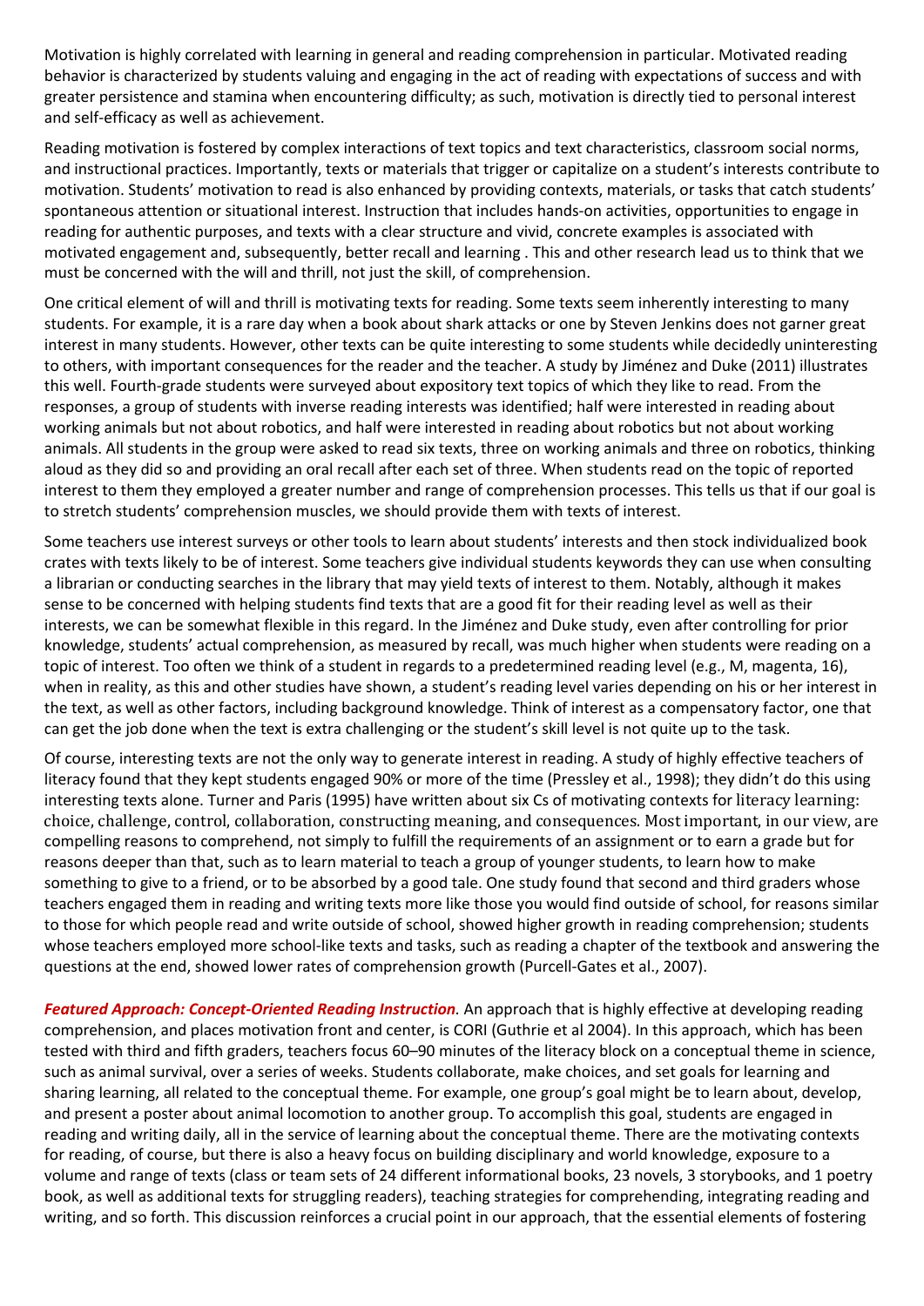Motivation is highly correlated with learning in general and reading comprehension in particular. Motivated reading behavior is characterized by students valuing and engaging in the act of reading with expectations of success and with greater persistence and stamina when encountering difficulty; as such, motivation is directly tied to personal interest and self-efficacy as well as achievement.

Reading motivation is fostered by complex interactions of text topics and text characteristics, classroom social norms, and instructional practices. Importantly, texts or materials that trigger or capitalize on a student's interests contribute to motivation. Students' motivation to read is also enhanced by providing contexts, materials, or tasks that catch students' spontaneous attention or situational interest. Instruction that includes hands-on activities, opportunities to engage in reading for authentic purposes, and texts with a clear structure and vivid, concrete examples is associated with motivated engagement and, subsequently, better recall and learning . This and other research lead us to think that we must be concerned with the will and thrill, not just the skill, of comprehension.

One critical element of will and thrill is motivating texts for reading. Some texts seem inherently interesting to many students. For example, it is a rare day when a book about shark attacks or one by Steven Jenkins does not garner great interest in many students. However, other texts can be quite interesting to some students while decidedly uninteresting to others, with important consequences for the reader and the teacher. A study by Jiménez and Duke (2011) illustrates this well. Fourth-grade students were surveyed about expository text topics of which they like to read. From the responses, a group of students with inverse reading interests was identified; half were interested in reading about working animals but not about robotics, and half were interested in reading about robotics but not about working animals. All students in the group were asked to read six texts, three on working animals and three on robotics, thinking aloud as they did so and providing an oral recall after each set of three. When students read on the topic of reported interest to them they employed a greater number and range of comprehension processes. This tells us that if our goal is to stretch students' comprehension muscles, we should provide them with texts of interest.

Some teachers use interest surveys or other tools to learn about students' interests and then stock individualized book crates with texts likely to be of interest. Some teachers give individual students keywords they can use when consulting a librarian or conducting searches in the library that may yield texts of interest to them. Notably, although it makes sense to be concerned with helping students find texts that are a good fit for their reading level as well as their interests, we can be somewhat flexible in this regard. In the Jiménez and Duke study, even after controlling for prior knowledge, students' actual comprehension, as measured by recall, was much higher when students were reading on a topic of interest. Too often we think of a student in regards to a predetermined reading level (e.g., M, magenta, 16), when in reality, as this and other studies have shown, a student's reading level varies depending on his or her interest in the text, as well as other factors, including background knowledge. Think of interest as a compensatory factor, one that can get the job done when the text is extra challenging or the student's skill level is not quite up to the task.

Of course, interesting texts are not the only way to generate interest in reading. A study of highly effective teachers of literacy found that they kept students engaged 90% or more of the time (Pressley et al., 1998); they didn't do this using interesting texts alone. Turner and Paris (1995) have written about six Cs of motivating contexts for literacy learning: choice, challenge, control, collaboration, constructing meaning, and consequences. Most important, in our view, are compelling reasons to comprehend, not simply to fulfill the requirements of an assignment or to earn a grade but for reasons deeper than that, such as to learn material to teach a group of younger students, to learn how to make something to give to a friend, or to be absorbed by a good tale. One study found that second and third graders whose teachers engaged them in reading and writing texts more like those you would find outside of school, for reasons similar to those for which people read and write outside of school, showed higher growth in reading comprehension; students whose teachers employed more school-like texts and tasks, such as reading a chapter of the textbook and answering the questions at the end, showed lower rates of comprehension growth (Purcell-Gates et al., 2007).

***Featured Approach: Concept-Oriented Reading Instruction***. An approach that is highly effective at developing reading comprehension, and places motivation front and center, is CORI (Guthrie et al 2004). In this approach, which has been tested with third and fifth graders, teachers focus 60–90 minutes of the literacy block on a conceptual theme in science, such as animal survival, over a series of weeks. Students collaborate, make choices, and set goals for learning and sharing learning, all related to the conceptual theme. For example, one group's goal might be to learn about, develop, and present a poster about animal locomotion to another group. To accomplish this goal, students are engaged in reading and writing daily, all in the service of learning about the conceptual theme. There are the motivating contexts for reading, of course, but there is also a heavy focus on building disciplinary and world knowledge, exposure to a volume and range of texts (class or team sets of 24 different informational books, 23 novels, 3 storybooks, and 1 poetry book, as well as additional texts for struggling readers), teaching strategies for comprehending, integrating reading and writing, and so forth. This discussion reinforces a crucial point in our approach, that the essential elements of fostering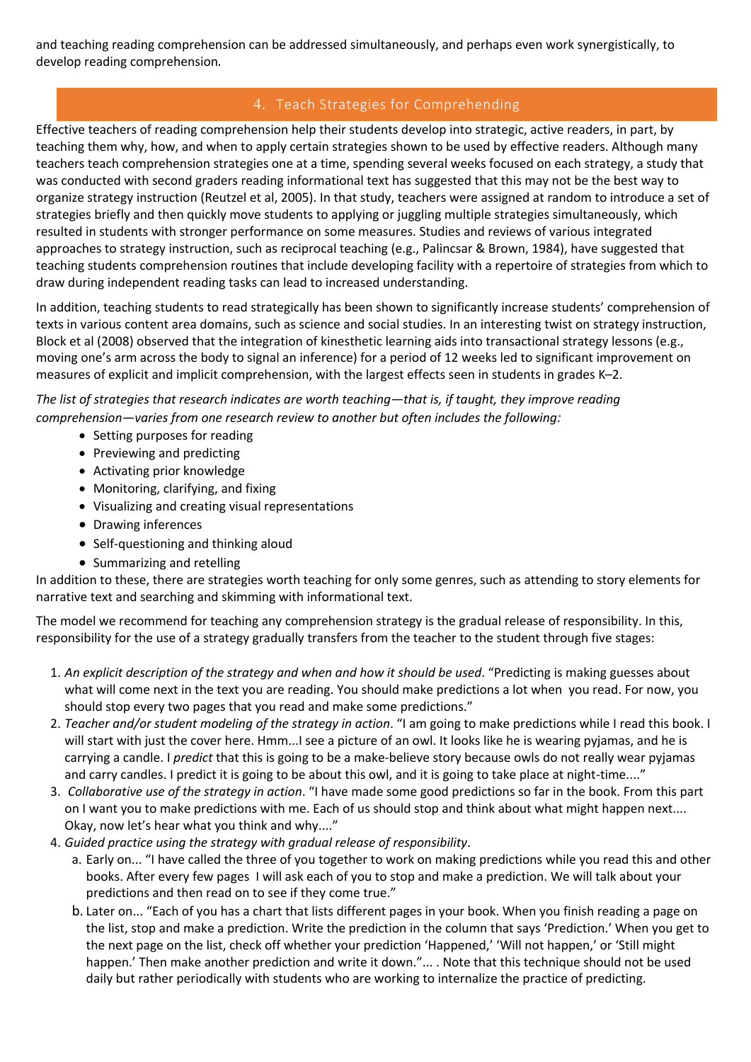and teaching reading comprehension can be addressed simultaneously, and perhaps even work synergistically, to develop reading comprehension.

## 4. Teach Strategies for Comprehending

Effective teachers of reading comprehension help their students develop into strategic, active readers, in part, by teaching them why, how, and when to apply certain strategies shown to be used by effective readers. Although many teachers teach comprehension strategies one at a time, spending several weeks focused on each strategy, a study that was conducted with second graders reading informational text has suggested that this may not be the best way to organize strategy instruction (Reutzel et al, 2005). In that study, teachers were assigned at random to introduce a set of strategies briefly and then quickly move students to applying or juggling multiple strategies simultaneously, which resulted in students with stronger performance on some measures. Studies and reviews of various integrated approaches to strategy instruction, such as reciprocal teaching (e.g., Palincsar & Brown, 1984), have suggested that teaching students comprehension routines that include developing facility with a repertoire of strategies from which to draw during independent reading tasks can lead to increased understanding.

In addition, teaching students to read strategically has been shown to significantly increase students' comprehension of texts in various content area domains, such as science and social studies. In an interesting twist on strategy instruction, Block et al (2008) observed that the integration of kinesthetic learning aids into transactional strategy lessons (e.g., moving one's arm across the body to signal an inference) for a period of 12 weeks led to significant improvement on measures of explicit and implicit comprehension, with the largest effects seen in students in grades K–2.

*The list of strategies that research indicates are worth teaching—that is, if taught, they improve reading comprehension—varies from one research review to another but often includes the following:*

- Setting purposes for reading
- Previewing and predicting
- Activating prior knowledge
- Monitoring, clarifying, and fixing
- Visualizing and creating visual representations
- Drawing inferences
- Self-questioning and thinking aloud
- Summarizing and retelling

In addition to these, there are strategies worth teaching for only some genres, such as attending to story elements for narrative text and searching and skimming with informational text.

The model we recommend for teaching any comprehension strategy is the gradual release of responsibility. In this, responsibility for the use of a strategy gradually transfers from the teacher to the student through five stages:

1. *An explicit description of the strategy and when and how it should be used*. "Predicting is making guesses about what will come next in the text you are reading. You should make predictions a lot when you read. For now, you should stop every two pages that you read and make some predictions."
2. *Teacher and/or student modeling of the strategy in action*. "I am going to make predictions while I read this book. I will start with just the cover here. Hmm...I see a picture of an owl. It looks like he is wearing pyjamas, and he is carrying a candle. I *predict* that this is going to be a make-believe story because owls do not really wear pyjamas and carry candles. I predict it is going to be about this owl, and it is going to take place at night-time...."
3. *Collaborative use of the strategy in action*. "I have made some good predictions so far in the book. From this part on I want you to make predictions with me. Each of us should stop and think about what might happen next.... Okay, now let's hear what you think and why...."
4. *Guided practice using the strategy with gradual release of responsibility*.
   a. Early on... "I have called the three of you together to work on making predictions while you read this and other books. After every few pages I will ask each of you to stop and make a prediction. We will talk about your predictions and then read on to see if they come true."
   b. Later on... "Each of you has a chart that lists different pages in your book. When you finish reading a page on the list, stop and make a prediction. Write the prediction in the column that says 'Prediction.' When you get to the next page on the list, check off whether your prediction 'Happened,' 'Will not happen,' or 'Still might happen.' Then make another prediction and write it down."... . Note that this technique should not be used daily but rather periodically with students who are working to internalize the practice of predicting.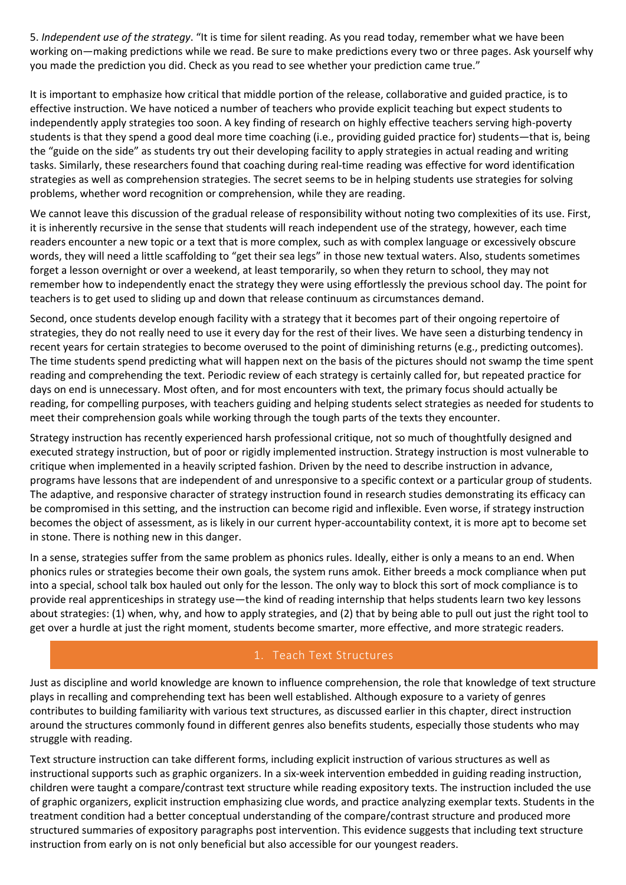5. *Independent use of the strategy.* "It is time for silent reading. As you read today, remember what we have been working on—making predictions while we read. Be sure to make predictions every two or three pages. Ask yourself why you made the prediction you did. Check as you read to see whether your prediction came true."

It is important to emphasize how critical that middle portion of the release, collaborative and guided practice, is to effective instruction. We have noticed a number of teachers who provide explicit teaching but expect students to independently apply strategies too soon. A key finding of research on highly effective teachers serving high-poverty students is that they spend a good deal more time coaching (i.e., providing guided practice for) students—that is, being the "guide on the side" as students try out their developing facility to apply strategies in actual reading and writing tasks. Similarly, these researchers found that coaching during real-time reading was effective for word identification strategies as well as comprehension strategies. The secret seems to be in helping students use strategies for solving problems, whether word recognition or comprehension, while they are reading.

We cannot leave this discussion of the gradual release of responsibility without noting two complexities of its use. First, it is inherently recursive in the sense that students will reach independent use of the strategy, however, each time readers encounter a new topic or a text that is more complex, such as with complex language or excessively obscure words, they will need a little scaffolding to "get their sea legs" in those new textual waters. Also, students sometimes forget a lesson overnight or over a weekend, at least temporarily, so when they return to school, they may not remember how to independently enact the strategy they were using effortlessly the previous school day. The point for teachers is to get used to sliding up and down that release continuum as circumstances demand.

Second, once students develop enough facility with a strategy that it becomes part of their ongoing repertoire of strategies, they do not really need to use it every day for the rest of their lives. We have seen a disturbing tendency in recent years for certain strategies to become overused to the point of diminishing returns (e.g., predicting outcomes). The time students spend predicting what will happen next on the basis of the pictures should not swamp the time spent reading and comprehending the text. Periodic review of each strategy is certainly called for, but repeated practice for days on end is unnecessary. Most often, and for most encounters with text, the primary focus should actually be reading, for compelling purposes, with teachers guiding and helping students select strategies as needed for students to meet their comprehension goals while working through the tough parts of the texts they encounter.

Strategy instruction has recently experienced harsh professional critique, not so much of thoughtfully designed and executed strategy instruction, but of poor or rigidly implemented instruction. Strategy instruction is most vulnerable to critique when implemented in a heavily scripted fashion. Driven by the need to describe instruction in advance, programs have lessons that are independent of and unresponsive to a specific context or a particular group of students. The adaptive, and responsive character of strategy instruction found in research studies demonstrating its efficacy can be compromised in this setting, and the instruction can become rigid and inflexible. Even worse, if strategy instruction becomes the object of assessment, as is likely in our current hyper-accountability context, it is more apt to become set in stone. There is nothing new in this danger.

In a sense, strategies suffer from the same problem as phonics rules. Ideally, either is only a means to an end. When phonics rules or strategies become their own goals, the system runs amok. Either breeds a mock compliance when put into a special, school talk box hauled out only for the lesson. The only way to block this sort of mock compliance is to provide real apprenticeships in strategy use—the kind of reading internship that helps students learn two key lessons about strategies: (1) when, why, and how to apply strategies, and (2) that by being able to pull out just the right tool to get over a hurdle at just the right moment, students become smarter, more effective, and more strategic readers.

## 1. Teach Text Structures

Just as discipline and world knowledge are known to influence comprehension, the role that knowledge of text structure plays in recalling and comprehending text has been well established. Although exposure to a variety of genres contributes to building familiarity with various text structures, as discussed earlier in this chapter, direct instruction around the structures commonly found in different genres also benefits students, especially those students who may struggle with reading.

Text structure instruction can take different forms, including explicit instruction of various structures as well as instructional supports such as graphic organizers. In a six-week intervention embedded in guiding reading instruction, children were taught a compare/contrast text structure while reading expository texts. The instruction included the use of graphic organizers, explicit instruction emphasizing clue words, and practice analyzing exemplar texts. Students in the treatment condition had a better conceptual understanding of the compare/contrast structure and produced more structured summaries of expository paragraphs post intervention. This evidence suggests that including text structure instruction from early on is not only beneficial but also accessible for our youngest readers.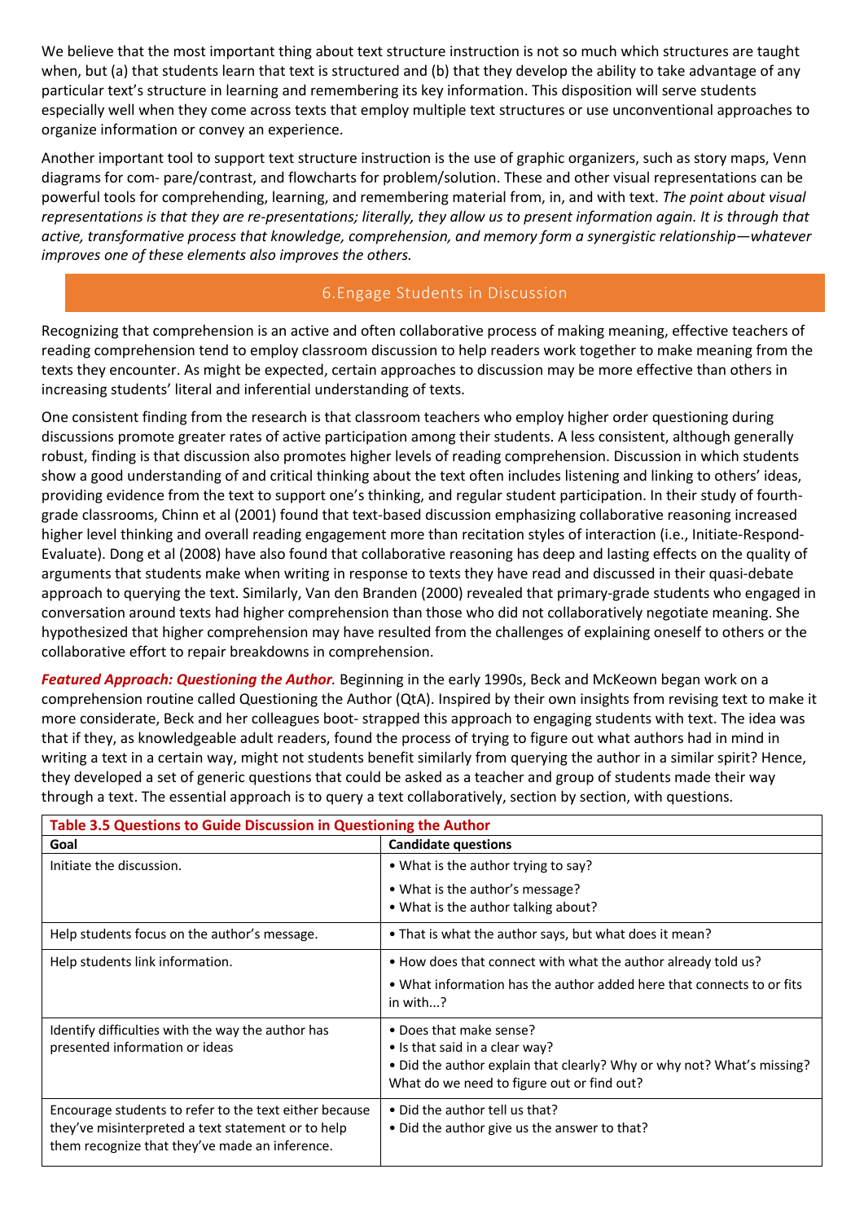We believe that the most important thing about text structure instruction is not so much which structures are taught when, but (a) that students learn that text is structured and (b) that they develop the ability to take advantage of any particular text's structure in learning and remembering its key information. This disposition will serve students especially well when they come across texts that employ multiple text structures or use unconventional approaches to organize information or convey an experience.

Another important tool to support text structure instruction is the use of graphic organizers, such as story maps, Venn diagrams for com- pare/contrast, and flowcharts for problem/solution. These and other visual representations can be powerful tools for comprehending, learning, and remembering material from, in, and with text. *The point about visual representations is that they are re-presentations; literally, they allow us to present information again. It is through that active, transformative process that knowledge, comprehension, and memory form a synergistic relationship—whatever improves one of these elements also improves the others.*

## 6.Engage Students in Discussion

Recognizing that comprehension is an active and often collaborative process of making meaning, effective teachers of reading comprehension tend to employ classroom discussion to help readers work together to make meaning from the texts they encounter. As might be expected, certain approaches to discussion may be more effective than others in increasing students' literal and inferential understanding of texts.

One consistent finding from the research is that classroom teachers who employ higher order questioning during discussions promote greater rates of active participation among their students. A less consistent, although generally robust, finding is that discussion also promotes higher levels of reading comprehension. Discussion in which students show a good understanding of and critical thinking about the text often includes listening and linking to others' ideas, providing evidence from the text to support one's thinking, and regular student participation. In their study of fourth-grade classrooms, Chinn et al (2001) found that text-based discussion emphasizing collaborative reasoning increased higher level thinking and overall reading engagement more than recitation styles of interaction (i.e., Initiate-Respond-Evaluate). Dong et al (2008) have also found that collaborative reasoning has deep and lasting effects on the quality of arguments that students make when writing in response to texts they have read and discussed in their quasi-debate approach to querying the text. Similarly, Van den Branden (2000) revealed that primary-grade students who engaged in conversation around texts had higher comprehension than those who did not collaboratively negotiate meaning. She hypothesized that higher comprehension may have resulted from the challenges of explaining oneself to others or the collaborative effort to repair breakdowns in comprehension.

***Featured Approach: Questioning the Author.*** Beginning in the early 1990s, Beck and McKeown began work on a comprehension routine called Questioning the Author (QtA). Inspired by their own insights from revising text to make it more considerate, Beck and her colleagues boot- strapped this approach to engaging students with text. The idea was that if they, as knowledgeable adult readers, found the process of trying to figure out what authors had in mind in writing a text in a certain way, might not students benefit similarly from querying the author in a similar spirit? Hence, they developed a set of generic questions that could be asked as a teacher and group of students made their way through a text. The essential approach is to query a text collaboratively, section by section, with questions.

**Table 3.5 Questions to Guide Discussion in Questioning the Author**

| Goal | Candidate questions |
|---|---|
| Initiate the discussion. | • What is the author trying to say?<br>• What is the author's message?<br>• What is the author talking about? |
| Help students focus on the author's message. | • That is what the author says, but what does it mean? |
| Help students link information. | • How does that connect with what the author already told us?<br>• What information has the author added here that connects to or fits in with...? |
| Identify difficulties with the way the author has presented information or ideas | • Does that make sense?<br>• Is that said in a clear way?<br>• Did the author explain that clearly? Why or why not? What's missing? What do we need to figure out or find out? |
| Encourage students to refer to the text either because they've misinterpreted a text statement or to help them recognize that they've made an inference. | • Did the author tell us that?<br>• Did the author give us the answer to that? |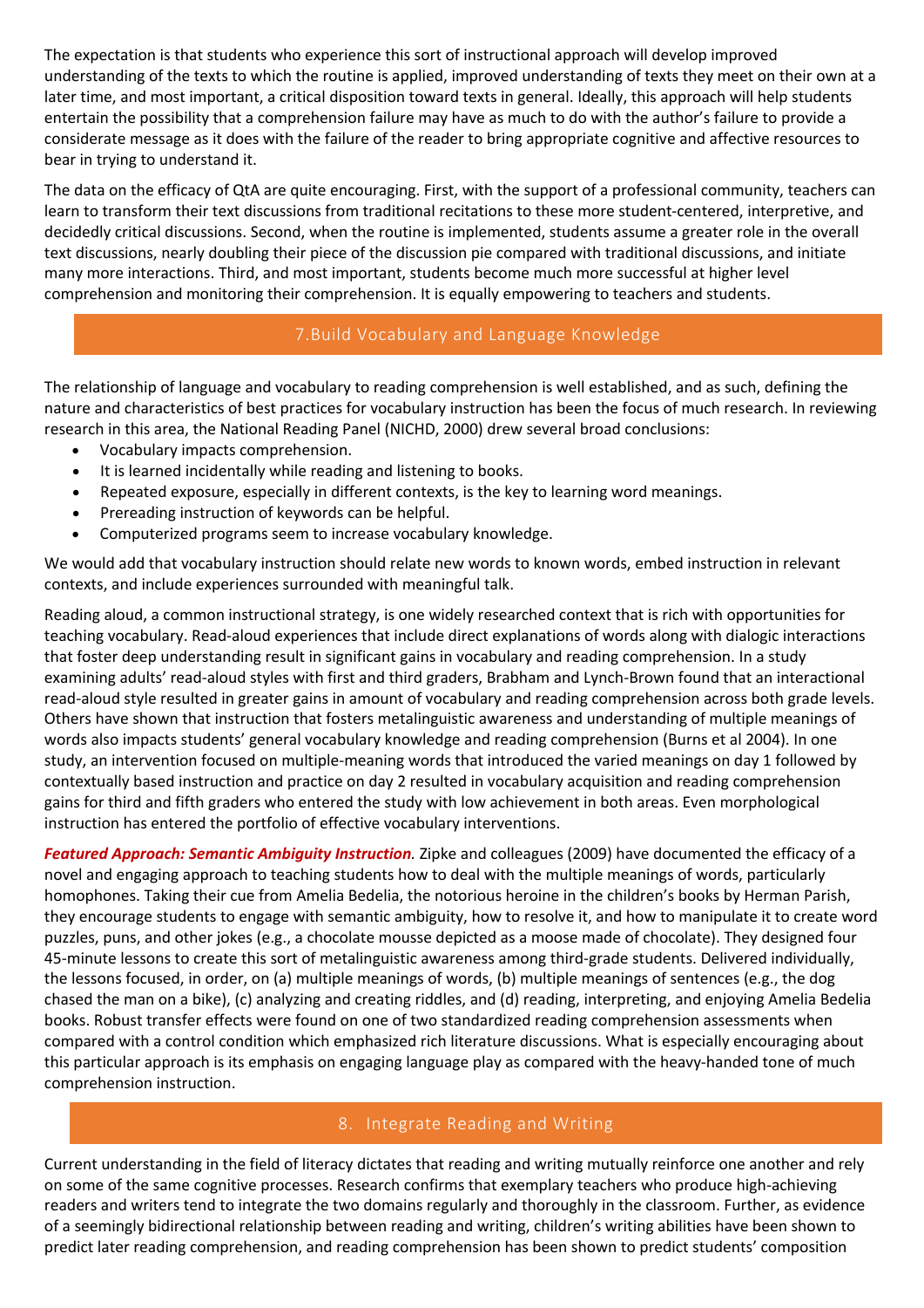The expectation is that students who experience this sort of instructional approach will develop improved understanding of the texts to which the routine is applied, improved understanding of texts they meet on their own at a later time, and most important, a critical disposition toward texts in general. Ideally, this approach will help students entertain the possibility that a comprehension failure may have as much to do with the author's failure to provide a considerate message as it does with the failure of the reader to bring appropriate cognitive and affective resources to bear in trying to understand it.

The data on the efficacy of QtA are quite encouraging. First, with the support of a professional community, teachers can learn to transform their text discussions from traditional recitations to these more student-centered, interpretive, and decidedly critical discussions. Second, when the routine is implemented, students assume a greater role in the overall text discussions, nearly doubling their piece of the discussion pie compared with traditional discussions, and initiate many more interactions. Third, and most important, students become much more successful at higher level comprehension and monitoring their comprehension. It is equally empowering to teachers and students.

## 7.Build Vocabulary and Language Knowledge

The relationship of language and vocabulary to reading comprehension is well established, and as such, defining the nature and characteristics of best practices for vocabulary instruction has been the focus of much research. In reviewing research in this area, the National Reading Panel (NICHD, 2000) drew several broad conclusions:

- Vocabulary impacts comprehension.
- It is learned incidentally while reading and listening to books.
- Repeated exposure, especially in different contexts, is the key to learning word meanings.
- Prereading instruction of keywords can be helpful.
- Computerized programs seem to increase vocabulary knowledge.

We would add that vocabulary instruction should relate new words to known words, embed instruction in relevant contexts, and include experiences surrounded with meaningful talk.

Reading aloud, a common instructional strategy, is one widely researched context that is rich with opportunities for teaching vocabulary. Read-aloud experiences that include direct explanations of words along with dialogic interactions that foster deep understanding result in significant gains in vocabulary and reading comprehension. In a study examining adults' read-aloud styles with first and third graders, Brabham and Lynch-Brown found that an interactional read-aloud style resulted in greater gains in amount of vocabulary and reading comprehension across both grade levels. Others have shown that instruction that fosters metalinguistic awareness and understanding of multiple meanings of words also impacts students' general vocabulary knowledge and reading comprehension (Burns et al 2004). In one study, an intervention focused on multiple-meaning words that introduced the varied meanings on day 1 followed by contextually based instruction and practice on day 2 resulted in vocabulary acquisition and reading comprehension gains for third and fifth graders who entered the study with low achievement in both areas. Even morphological instruction has entered the portfolio of effective vocabulary interventions.

***Featured Approach: Semantic Ambiguity Instruction***. Zipke and colleagues (2009) have documented the efficacy of a novel and engaging approach to teaching students how to deal with the multiple meanings of words, particularly homophones. Taking their cue from Amelia Bedelia, the notorious heroine in the children's books by Herman Parish, they encourage students to engage with semantic ambiguity, how to resolve it, and how to manipulate it to create word puzzles, puns, and other jokes (e.g., a chocolate mousse depicted as a moose made of chocolate). They designed four 45-minute lessons to create this sort of metalinguistic awareness among third-grade students. Delivered individually, the lessons focused, in order, on (a) multiple meanings of words, (b) multiple meanings of sentences (e.g., the dog chased the man on a bike), (c) analyzing and creating riddles, and (d) reading, interpreting, and enjoying Amelia Bedelia books. Robust transfer effects were found on one of two standardized reading comprehension assessments when compared with a control condition which emphasized rich literature discussions. What is especially encouraging about this particular approach is its emphasis on engaging language play as compared with the heavy-handed tone of much comprehension instruction.

## 8. Integrate Reading and Writing

Current understanding in the field of literacy dictates that reading and writing mutually reinforce one another and rely on some of the same cognitive processes. Research confirms that exemplary teachers who produce high-achieving readers and writers tend to integrate the two domains regularly and thoroughly in the classroom. Further, as evidence of a seemingly bidirectional relationship between reading and writing, children's writing abilities have been shown to predict later reading comprehension, and reading comprehension has been shown to predict students' composition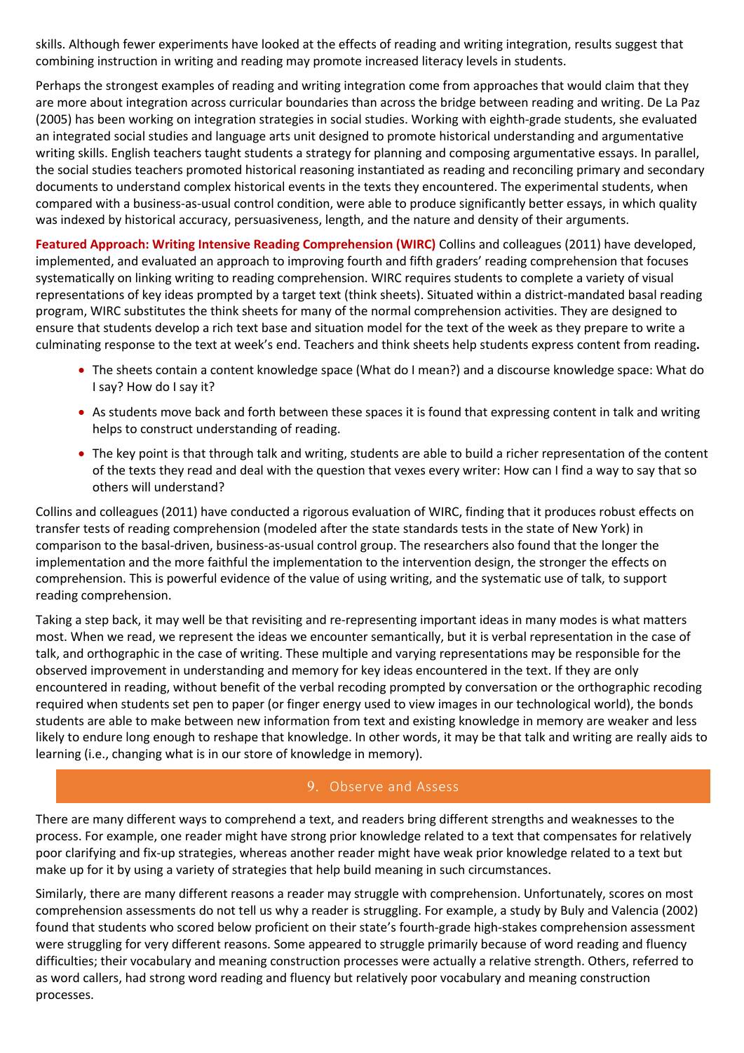skills. Although fewer experiments have looked at the effects of reading and writing integration, results suggest that combining instruction in writing and reading may promote increased literacy levels in students.

Perhaps the strongest examples of reading and writing integration come from approaches that would claim that they are more about integration across curricular boundaries than across the bridge between reading and writing. De La Paz (2005) has been working on integration strategies in social studies. Working with eighth-grade students, she evaluated an integrated social studies and language arts unit designed to promote historical understanding and argumentative writing skills. English teachers taught students a strategy for planning and composing argumentative essays. In parallel, the social studies teachers promoted historical reasoning instantiated as reading and reconciling primary and secondary documents to understand complex historical events in the texts they encountered. The experimental students, when compared with a business-as-usual control condition, were able to produce significantly better essays, in which quality was indexed by historical accuracy, persuasiveness, length, and the nature and density of their arguments.

**Featured Approach: Writing Intensive Reading Comprehension (WIRC)** Collins and colleagues (2011) have developed, implemented, and evaluated an approach to improving fourth and fifth graders' reading comprehension that focuses systematically on linking writing to reading comprehension. WIRC requires students to complete a variety of visual representations of key ideas prompted by a target text (think sheets). Situated within a district-mandated basal reading program, WIRC substitutes the think sheets for many of the normal comprehension activities. They are designed to ensure that students develop a rich text base and situation model for the text of the week as they prepare to write a culminating response to the text at week's end. Teachers and think sheets help students express content from reading**.**

- The sheets contain a content knowledge space (What do I mean?) and a discourse knowledge space: What do I say? How do I say it?
- As students move back and forth between these spaces it is found that expressing content in talk and writing helps to construct understanding of reading.
- The key point is that through talk and writing, students are able to build a richer representation of the content of the texts they read and deal with the question that vexes every writer: How can I find a way to say that so others will understand?

Collins and colleagues (2011) have conducted a rigorous evaluation of WIRC, finding that it produces robust effects on transfer tests of reading comprehension (modeled after the state standards tests in the state of New York) in comparison to the basal-driven, business-as-usual control group. The researchers also found that the longer the implementation and the more faithful the implementation to the intervention design, the stronger the effects on comprehension. This is powerful evidence of the value of using writing, and the systematic use of talk, to support reading comprehension.

Taking a step back, it may well be that revisiting and re-representing important ideas in many modes is what matters most. When we read, we represent the ideas we encounter semantically, but it is verbal representation in the case of talk, and orthographic in the case of writing. These multiple and varying representations may be responsible for the observed improvement in understanding and memory for key ideas encountered in the text. If they are only encountered in reading, without benefit of the verbal recoding prompted by conversation or the orthographic recoding required when students set pen to paper (or finger energy used to view images in our technological world), the bonds students are able to make between new information from text and existing knowledge in memory are weaker and less likely to endure long enough to reshape that knowledge. In other words, it may be that talk and writing are really aids to learning (i.e., changing what is in our store of knowledge in memory).

## 9. Observe and Assess

There are many different ways to comprehend a text, and readers bring different strengths and weaknesses to the process. For example, one reader might have strong prior knowledge related to a text that compensates for relatively poor clarifying and fix-up strategies, whereas another reader might have weak prior knowledge related to a text but make up for it by using a variety of strategies that help build meaning in such circumstances.

Similarly, there are many different reasons a reader may struggle with comprehension. Unfortunately, scores on most comprehension assessments do not tell us why a reader is struggling. For example, a study by Buly and Valencia (2002) found that students who scored below proficient on their state's fourth-grade high-stakes comprehension assessment were struggling for very different reasons. Some appeared to struggle primarily because of word reading and fluency difficulties; their vocabulary and meaning construction processes were actually a relative strength. Others, referred to as word callers, had strong word reading and fluency but relatively poor vocabulary and meaning construction processes.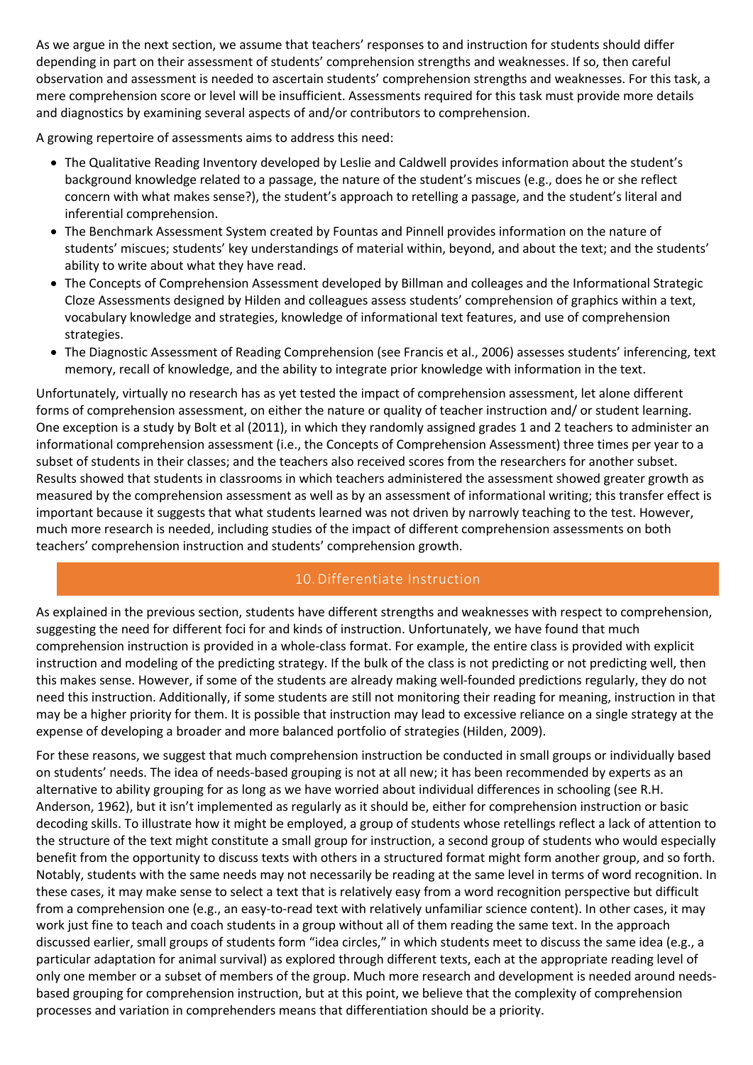As we argue in the next section, we assume that teachers' responses to and instruction for students should differ depending in part on their assessment of students' comprehension strengths and weaknesses. If so, then careful observation and assessment is needed to ascertain students' comprehension strengths and weaknesses. For this task, a mere comprehension score or level will be insufficient. Assessments required for this task must provide more details and diagnostics by examining several aspects of and/or contributors to comprehension.

A growing repertoire of assessments aims to address this need:

- The Qualitative Reading Inventory developed by Leslie and Caldwell provides information about the student's background knowledge related to a passage, the nature of the student's miscues (e.g., does he or she reflect concern with what makes sense?), the student's approach to retelling a passage, and the student's literal and inferential comprehension.
- The Benchmark Assessment System created by Fountas and Pinnell provides information on the nature of students' miscues; students' key understandings of material within, beyond, and about the text; and the students' ability to write about what they have read.
- The Concepts of Comprehension Assessment developed by Billman and colleagues and the Informational Strategic Cloze Assessments designed by Hilden and colleagues assess students' comprehension of graphics within a text, vocabulary knowledge and strategies, knowledge of informational text features, and use of comprehension strategies.
- The Diagnostic Assessment of Reading Comprehension (see Francis et al., 2006) assesses students' inferencing, text memory, recall of knowledge, and the ability to integrate prior knowledge with information in the text.

Unfortunately, virtually no research has as yet tested the impact of comprehension assessment, let alone different forms of comprehension assessment, on either the nature or quality of teacher instruction and/ or student learning. One exception is a study by Bolt et al (2011), in which they randomly assigned grades 1 and 2 teachers to administer an informational comprehension assessment (i.e., the Concepts of Comprehension Assessment) three times per year to a subset of students in their classes; and the teachers also received scores from the researchers for another subset. Results showed that students in classrooms in which teachers administered the assessment showed greater growth as measured by the comprehension assessment as well as by an assessment of informational writing; this transfer effect is important because it suggests that what students learned was not driven by narrowly teaching to the test. However, much more research is needed, including studies of the impact of different comprehension assessments on both teachers' comprehension instruction and students' comprehension growth.

## 10. Differentiate Instruction

As explained in the previous section, students have different strengths and weaknesses with respect to comprehension, suggesting the need for different foci for and kinds of instruction. Unfortunately, we have found that much comprehension instruction is provided in a whole-class format. For example, the entire class is provided with explicit instruction and modeling of the predicting strategy. If the bulk of the class is not predicting or not predicting well, then this makes sense. However, if some of the students are already making well-founded predictions regularly, they do not need this instruction. Additionally, if some students are still not monitoring their reading for meaning, instruction in that may be a higher priority for them. It is possible that instruction may lead to excessive reliance on a single strategy at the expense of developing a broader and more balanced portfolio of strategies (Hilden, 2009).

For these reasons, we suggest that much comprehension instruction be conducted in small groups or individually based on students' needs. The idea of needs-based grouping is not at all new; it has been recommended by experts as an alternative to ability grouping for as long as we have worried about individual differences in schooling (see R.H. Anderson, 1962), but it isn't implemented as regularly as it should be, either for comprehension instruction or basic decoding skills. To illustrate how it might be employed, a group of students whose retellings reflect a lack of attention to the structure of the text might constitute a small group for instruction, a second group of students who would especially benefit from the opportunity to discuss texts with others in a structured format might form another group, and so forth. Notably, students with the same needs may not necessarily be reading at the same level in terms of word recognition. In these cases, it may make sense to select a text that is relatively easy from a word recognition perspective but difficult from a comprehension one (e.g., an easy-to-read text with relatively unfamiliar science content). In other cases, it may work just fine to teach and coach students in a group without all of them reading the same text. In the approach discussed earlier, small groups of students form "idea circles," in which students meet to discuss the same idea (e.g., a particular adaptation for animal survival) as explored through different texts, each at the appropriate reading level of only one member or a subset of members of the group. Much more research and development is needed around needs-based grouping for comprehension instruction, but at this point, we believe that the complexity of comprehension processes and variation in comprehenders means that differentiation should be a priority.